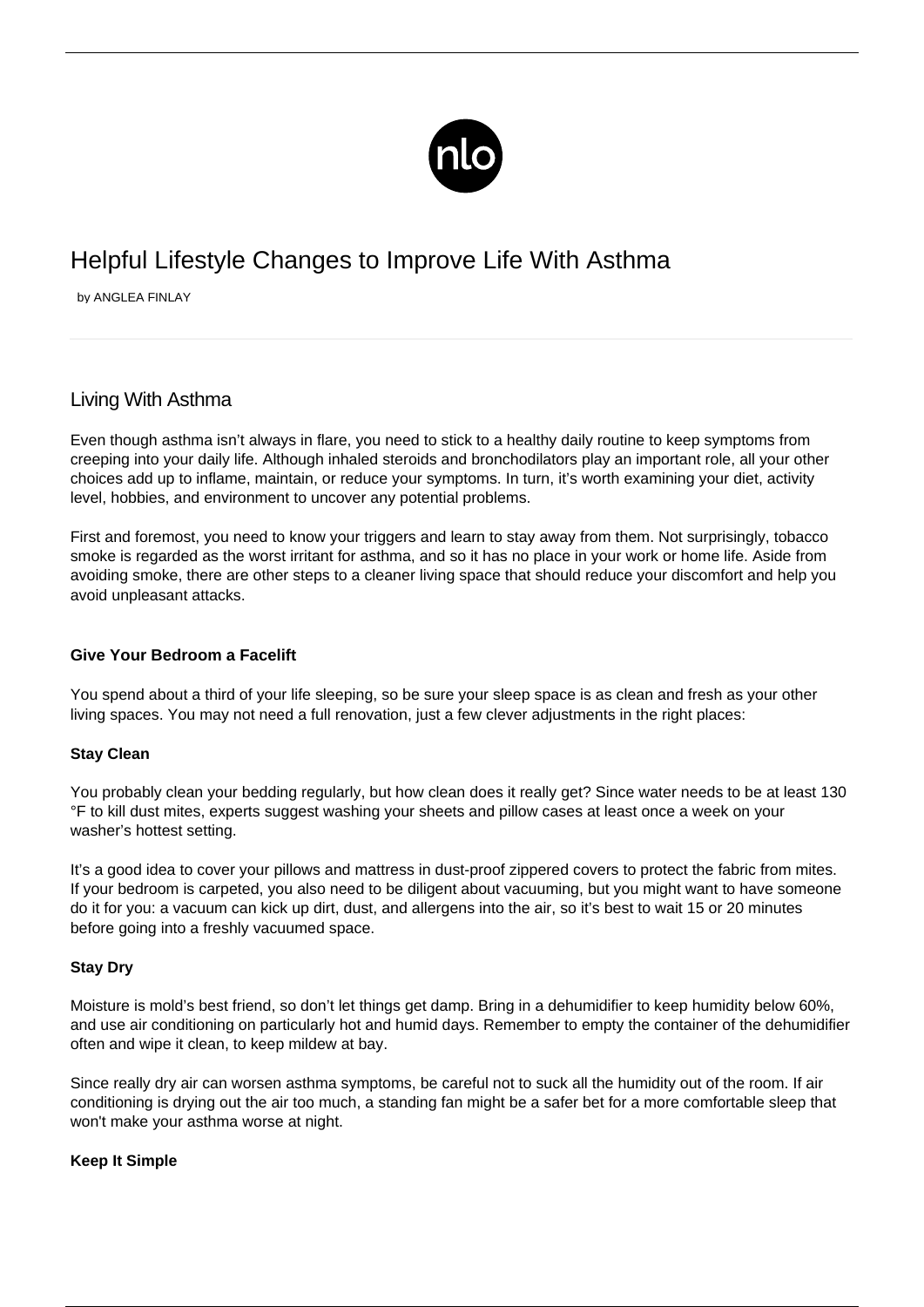# Helpful Lifestyle Changes to Improve Life With Asthma

by ANGLEA FINLAY

## Living With Asthma

Even though asthma isn't always in flare, you need to stick to a healthy daily routine to keep symptoms from creeping into your daily life. Although inhaled steroids and bronchodilators play an important role, all your other choices add up to inflame, maintain, or reduce your symptoms. In turn, it's worth examining your diet, activity level, hobbies, and environment to uncover any potential problems.

First and foremost, you need to know your triggers and learn to stay away from them. Not surprisingly, tobacco smoke is regarded as the worst irritant for asthma, and so it has no place in your work or home life. Aside from avoiding smoke, there are other steps to a cleaner living space that should reduce your discomfort and help you avoid unpleasant attacks.

**Give Your Bedroom a Facelift**

You spend about a third of your life sleeping, so be sure your sleep space is as clean and fresh as your other living spaces. You may not need a full renovation, just a few clever adjustments in the right places:

**Stay Clean**

You probably clean your bedding regularly, but how clean does it really get? Since water needs to be at least 130 °F to kill dust mites, experts suggest washing your sheets and pillow cases at least once a week on your washer's hottest setting.

It's a good idea to cover your pillows and mattress in dust-proof zippered covers to protect the fabric from mites. If your bedroom is carpeted, you also need to be diligent about vacuuming, but you might want to have someone do it for you: a vacuum can kick up dirt, dust, and allergens into the air, so it's best to wait 15 or 20 minutes before going into a freshly vacuumed space.

**Stay Dry**

Moisture is mold's best friend, so don't let things get damp. Bring in a dehumidifier to keep humidity below 60%, and use air conditioning on particularly hot and humid days. Remember to empty the container of the dehumidifier often and wipe it clean, to keep mildew at bay.

Since really dry air can worsen asthma symptoms, be careful not to suck all the humidity out of the room. If air conditioning is drying out the air too much, a standing fan might be a safer bet for a more comfortable sleep that won't make your asthma worse at night.

**Keep It Simple**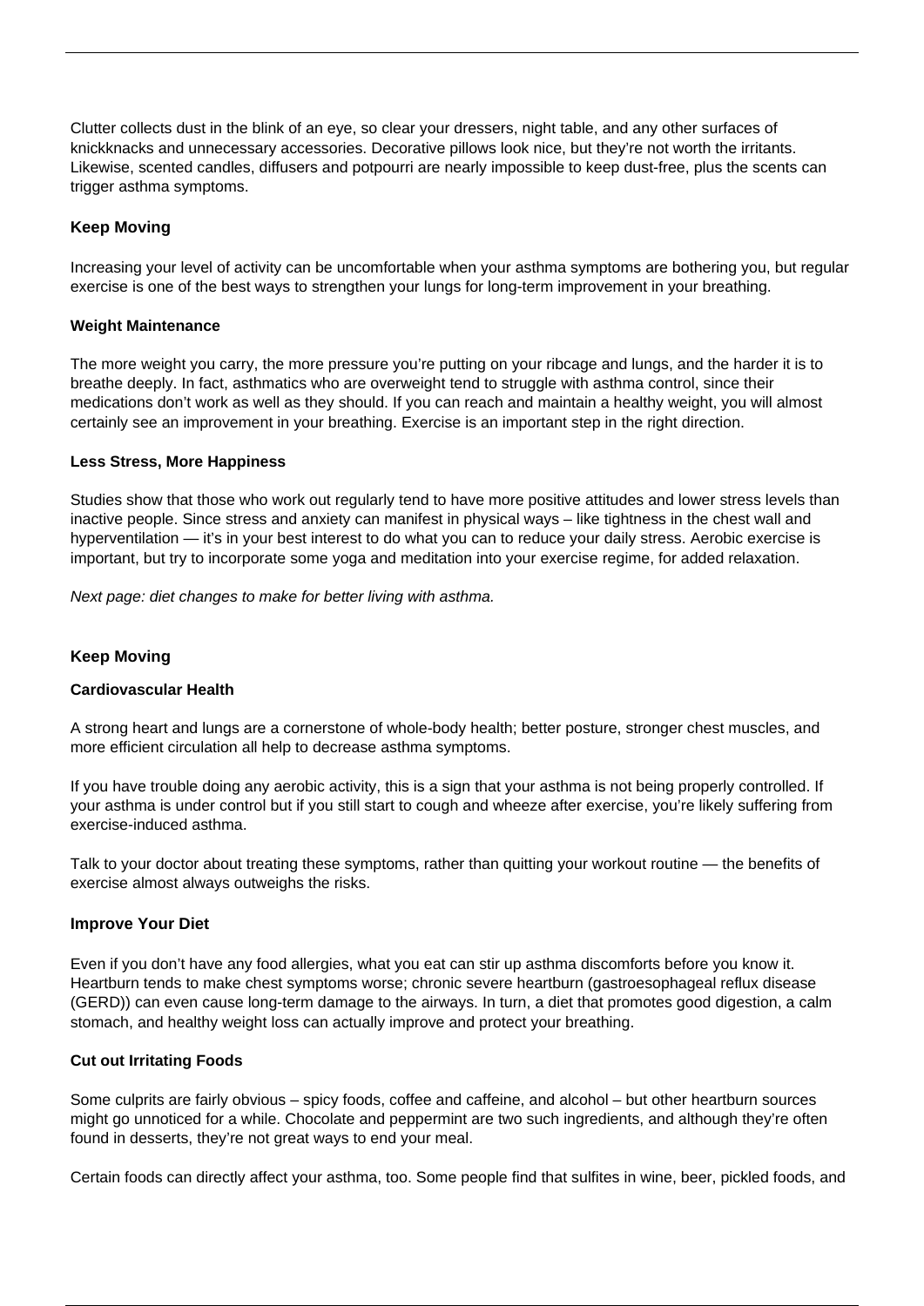Clutter collects dust in the blink of an eye, so clear your dressers, night table, and any other surfaces of knickknacks and unnecessary accessories. Decorative pillows look nice, but they're not worth the irritants. Likewise, scented candles, diffusers and potpourri are nearly impossible to keep dust-free, plus the scents can trigger asthma symptoms.

**Keep Moving**

Increasing your level of activity can be uncomfortable when your asthma symptoms are bothering you, but regular exercise is one of the best ways to strengthen your lungs for long-term improvement in your breathing.

**Weight Maintenance**

The more weight you carry, the more pressure you're putting on your ribcage and lungs, and the harder it is to breathe deeply. In fact, asthmatics who are overweight tend to struggle with asthma control, since their medications don't work as well as they should. If you can reach and maintain a healthy weight, you will almost certainly see an improvement in your breathing. Exercise is an important step in the right direction.

**Less Stress, More Happiness**

Studies show that those who work out regularly tend to have more positive attitudes and lower stress levels than inactive people. Since stress and anxiety can manifest in physical ways – like tightness in the chest wall and hyperventilation — it's in your best interest to do what you can to reduce your daily stress. Aerobic exercise is important, but try to incorporate some yoga and meditation into your exercise regime, for added relaxation.

*Next page: diet changes to make for better living with asthma.*

**Keep Moving**

**Cardiovascular Health**

A strong heart and lungs are a cornerstone of whole-body health; better posture, stronger chest muscles, and more efficient circulation all help to decrease asthma symptoms.

If you have trouble doing any aerobic activity, this is a sign that your asthma is not being properly controlled. If your asthma is under control but if you still start to cough and wheeze after exercise, you're likely suffering from exercise-induced asthma.

Talk to your doctor about treating these symptoms, rather than quitting your workout routine — the benefits of exercise almost always outweighs the risks.

**Improve Your Diet**

Even if you don't have any food allergies, what you eat can stir up asthma discomforts before you know it. Heartburn tends to make chest symptoms worse; chronic severe heartburn (gastroesophageal reflux disease (GERD)) can even cause long-term damage to the airways. In turn, a diet that promotes good digestion, a calm stomach, and healthy weight loss can actually improve and protect your breathing.

**Cut out Irritating Foods**

Some culprits are fairly obvious – spicy foods, coffee and caffeine, and alcohol – but other heartburn sources might go unnoticed for a while. Chocolate and peppermint are two such ingredients, and although they're often found in desserts, they're not great ways to end your meal.

Certain foods can directly affect your asthma, too. Some people find that sulfites in wine, beer, pickled foods, and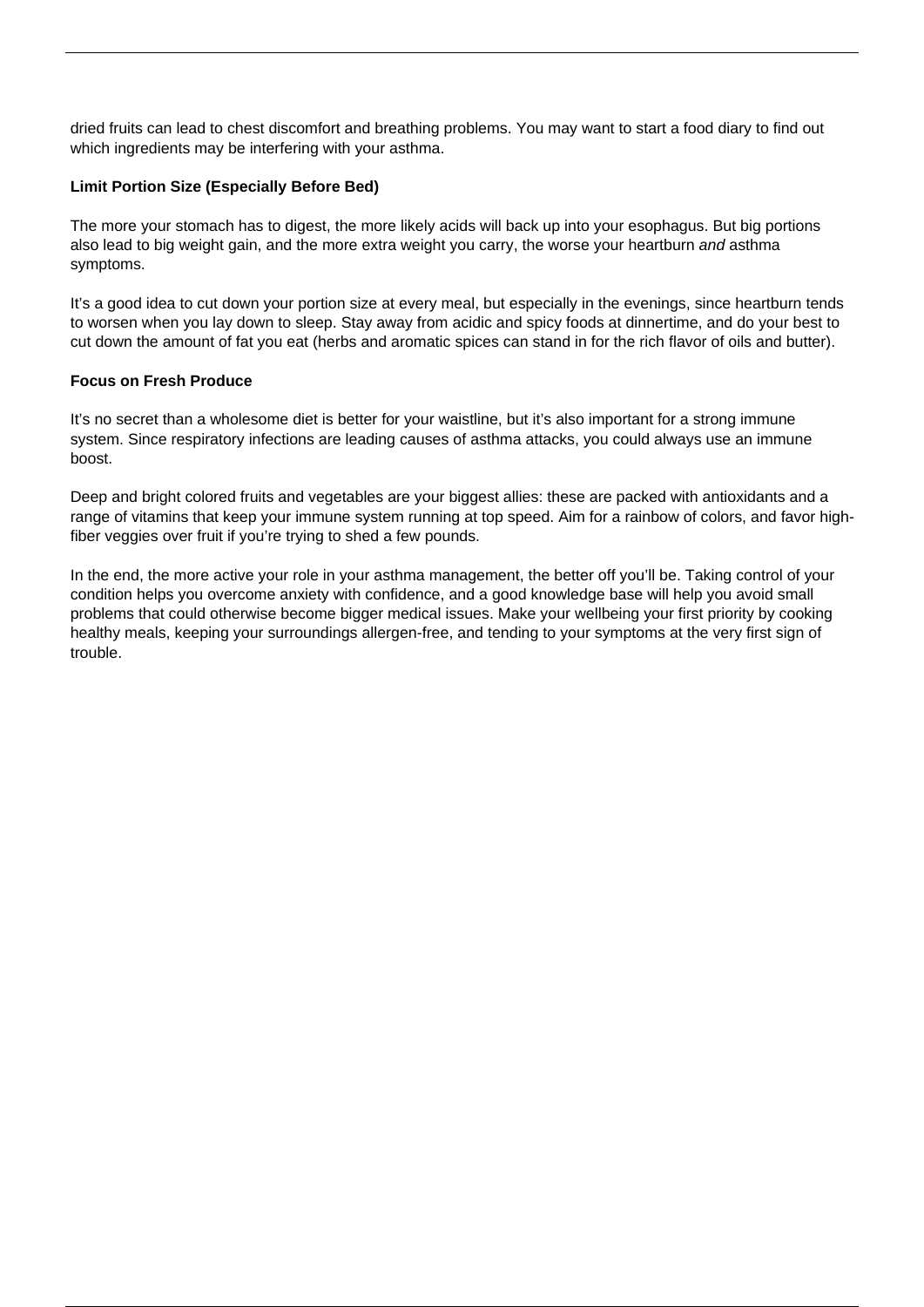dried fruits can lead to chest discomfort and breathing problems. You may want to start a food diary to find out which ingredients may be interfering with your asthma.

**Limit Portion Size (Especially Before Bed)**

The more your stomach has to digest, the more likely acids will back up into your esophagus. But big portions also lead to big weight gain, and the more extra weight you carry, the worse your heartburn *and* asthma symptoms.

It's a good idea to cut down your portion size at every meal, but especially in the evenings, since heartburn tends to worsen when you lay down to sleep. Stay away from acidic and spicy foods at dinnertime, and do your best to cut down the amount of fat you eat (herbs and aromatic spices can stand in for the rich flavor of oils and butter).

**Focus on Fresh Produce**

It's no secret than a wholesome diet is better for your waistline, but it's also important for a strong immune system. Since respiratory infections are leading causes of asthma attacks, you could always use an immune boost.

Deep and bright colored fruits and vegetables are your biggest allies: these are packed with antioxidants and a range of vitamins that keep your immune system running at top speed. Aim for a rainbow of colors, and favor high-fiber veggies over fruit if you're trying to shed a few pounds.

In the end, the more active your role in your asthma management, the better off you'll be. Taking control of your condition helps you overcome anxiety with confidence, and a good knowledge base will help you avoid small problems that could otherwise become bigger medical issues. Make your wellbeing your first priority by cooking healthy meals, keeping your surroundings allergen-free, and tending to your symptoms at the very first sign of trouble.